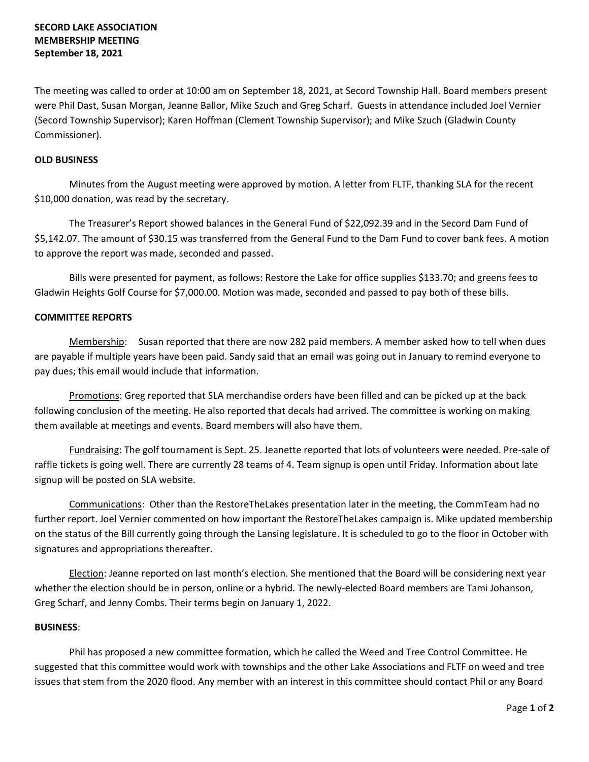**SECORD LAKE ASSOCIATION**
**MEMBERSHIP MEETING**
**September 18, 2021**

The meeting was called to order at 10:00 am on September 18, 2021, at Secord Township Hall. Board members present were Phil Dast, Susan Morgan, Jeanne Ballor, Mike Szuch and Greg Scharf. Guests in attendance included Joel Vernier (Secord Township Supervisor); Karen Hoffman (Clement Township Supervisor); and Mike Szuch (Gladwin County Commissioner).

**OLD BUSINESS**

Minutes from the August meeting were approved by motion. A letter from FLTF, thanking SLA for the recent $10,000 donation, was read by the secretary.

The Treasurer's Report showed balances in the General Fund of $22,092.39 and in the Secord Dam Fund of $5,142.07. The amount of $30.15 was transferred from the General Fund to the Dam Fund to cover bank fees. A motion to approve the report was made, seconded and passed.

Bills were presented for payment, as follows: Restore the Lake for office supplies $133.70; and greens fees to Gladwin Heights Golf Course for $7,000.00. Motion was made, seconded and passed to pay both of these bills.

**COMMITTEE REPORTS**

Membership: Susan reported that there are now 282 paid members. A member asked how to tell when dues are payable if multiple years have been paid. Sandy said that an email was going out in January to remind everyone to pay dues; this email would include that information.

Promotions: Greg reported that SLA merchandise orders have been filled and can be picked up at the back following conclusion of the meeting. He also reported that decals had arrived. The committee is working on making them available at meetings and events. Board members will also have them.

Fundraising: The golf tournament is Sept. 25. Jeanette reported that lots of volunteers were needed. Pre-sale of raffle tickets is going well. There are currently 28 teams of 4. Team signup is open until Friday. Information about late signup will be posted on SLA website.

Communications: Other than the RestoreTheLakes presentation later in the meeting, the CommTeam had no further report. Joel Vernier commented on how important the RestoreTheLakes campaign is. Mike updated membership on the status of the Bill currently going through the Lansing legislature. It is scheduled to go to the floor in October with signatures and appropriations thereafter.

Election: Jeanne reported on last month's election. She mentioned that the Board will be considering next year whether the election should be in person, online or a hybrid. The newly-elected Board members are Tami Johanson, Greg Scharf, and Jenny Combs. Their terms begin on January 1, 2022.

**BUSINESS**:

Phil has proposed a new committee formation, which he called the Weed and Tree Control Committee. He suggested that this committee would work with townships and the other Lake Associations and FLTF on weed and tree issues that stem from the 2020 flood. Any member with an interest in this committee should contact Phil or any Board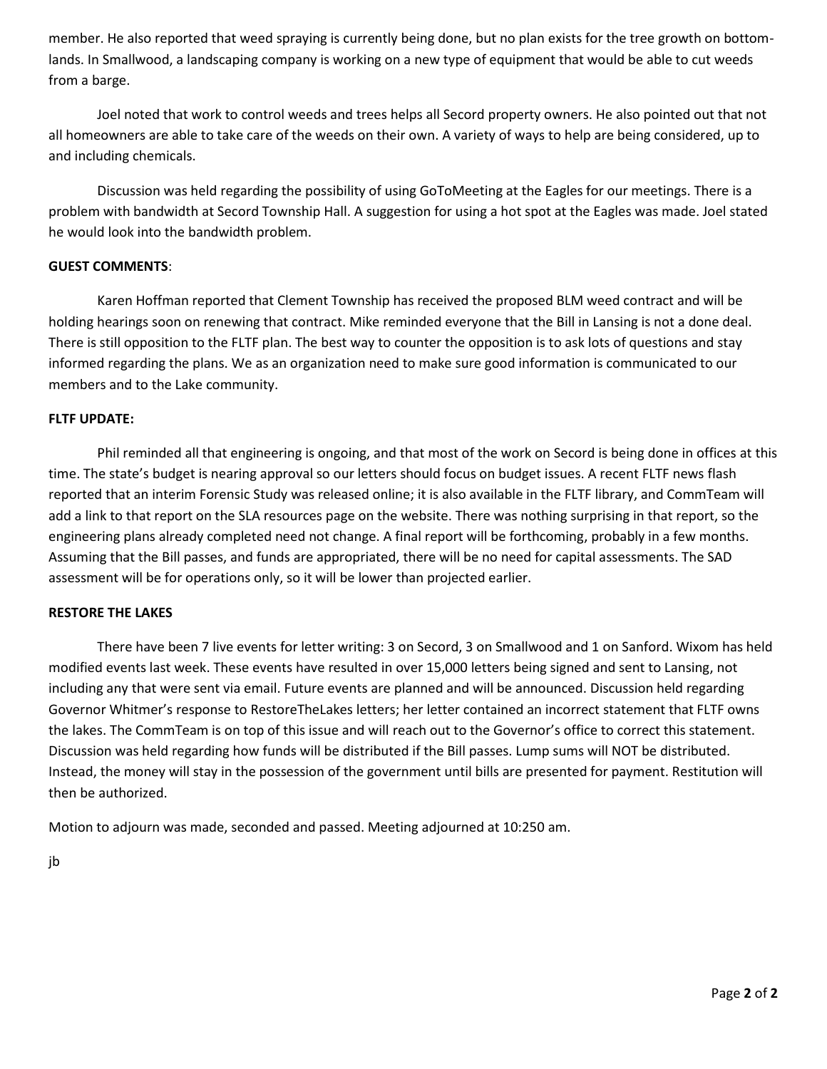member. He also reported that weed spraying is currently being done, but no plan exists for the tree growth on bottom-lands. In Smallwood, a landscaping company is working on a new type of equipment that would be able to cut weeds from a barge.

Joel noted that work to control weeds and trees helps all Secord property owners. He also pointed out that not all homeowners are able to take care of the weeds on their own. A variety of ways to help are being considered, up to and including chemicals.

Discussion was held regarding the possibility of using GoToMeeting at the Eagles for our meetings. There is a problem with bandwidth at Secord Township Hall. A suggestion for using a hot spot at the Eagles was made. Joel stated he would look into the bandwidth problem.

**GUEST COMMENTS**:

Karen Hoffman reported that Clement Township has received the proposed BLM weed contract and will be holding hearings soon on renewing that contract. Mike reminded everyone that the Bill in Lansing is not a done deal. There is still opposition to the FLTF plan. The best way to counter the opposition is to ask lots of questions and stay informed regarding the plans. We as an organization need to make sure good information is communicated to our members and to the Lake community.

**FLTF UPDATE:**

Phil reminded all that engineering is ongoing, and that most of the work on Secord is being done in offices at this time. The state's budget is nearing approval so our letters should focus on budget issues. A recent FLTF news flash reported that an interim Forensic Study was released online; it is also available in the FLTF library, and CommTeam will add a link to that report on the SLA resources page on the website. There was nothing surprising in that report, so the engineering plans already completed need not change. A final report will be forthcoming, probably in a few months. Assuming that the Bill passes, and funds are appropriated, there will be no need for capital assessments. The SAD assessment will be for operations only, so it will be lower than projected earlier.

**RESTORE THE LAKES**

There have been 7 live events for letter writing: 3 on Secord, 3 on Smallwood and 1 on Sanford. Wixom has held modified events last week. These events have resulted in over 15,000 letters being signed and sent to Lansing, not including any that were sent via email. Future events are planned and will be announced. Discussion held regarding Governor Whitmer's response to RestoreTheLakes letters; her letter contained an incorrect statement that FLTF owns the lakes. The CommTeam is on top of this issue and will reach out to the Governor's office to correct this statement. Discussion was held regarding how funds will be distributed if the Bill passes. Lump sums will NOT be distributed. Instead, the money will stay in the possession of the government until bills are presented for payment. Restitution will then be authorized.

Motion to adjourn was made, seconded and passed. Meeting adjourned at 10:250 am.

jb